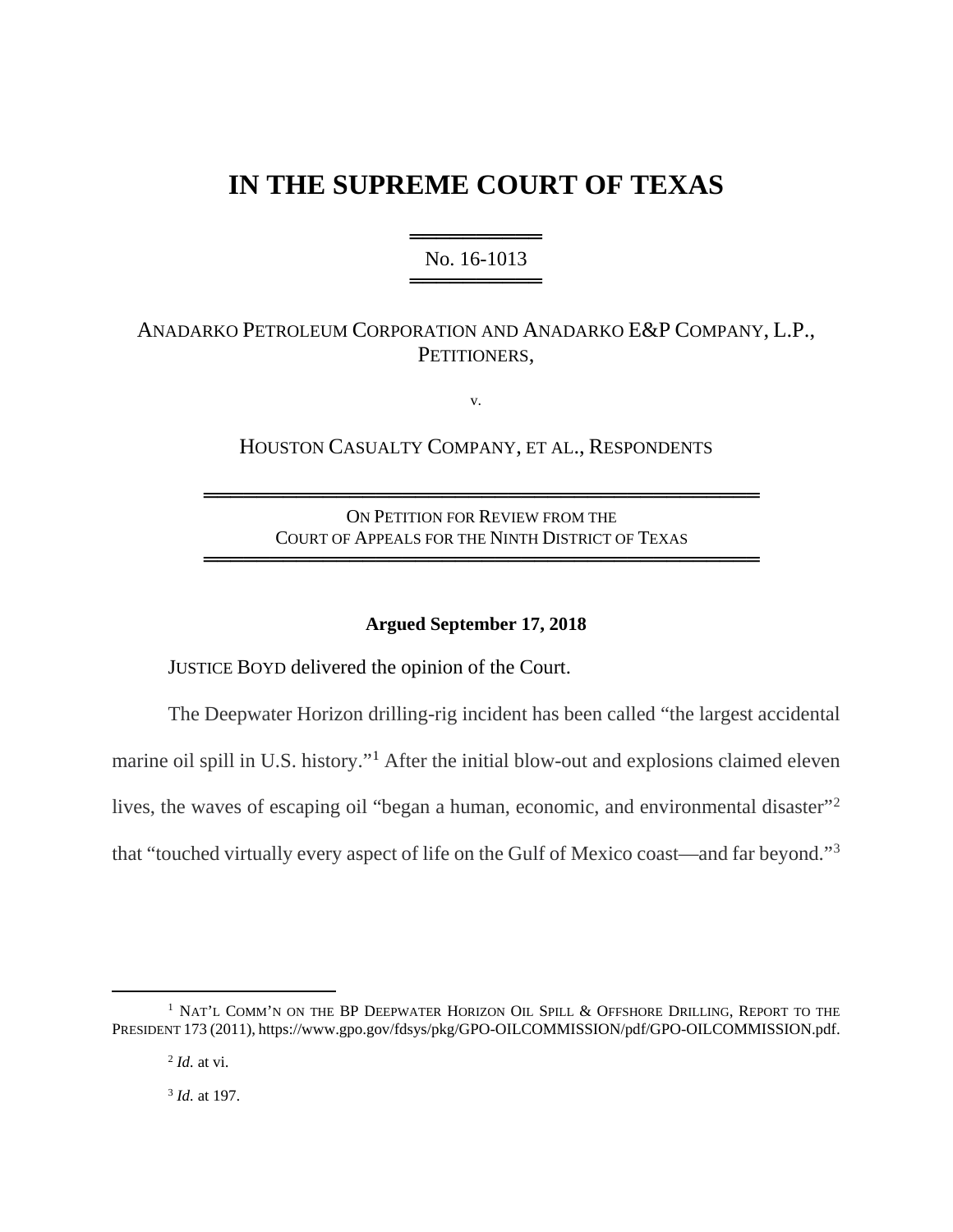# IN THE SUPREME COURT OF TEXAS

No. 16-1013

ANADARKO PETROLEUM CORPORATION AND ANADARKO E&P COMPANY, L.P., PETITIONERS,

v.

HOUSTON CASUALTY COMPANY, ET AL., RESPONDENTS

ON PETITION FOR REVIEW FROM THE COURT OF APPEALS FOR THE NINTH DISTRICT OF TEXAS

**Argued September 17, 2018**

JUSTICE BOYD delivered the opinion of the Court.

The Deepwater Horizon drilling-rig incident has been called "the largest accidental marine oil spill in U.S. history."[1] After the initial blow-out and explosions claimed eleven lives, the waves of escaping oil "began a human, economic, and environmental disaster"[2] that "touched virtually every aspect of life on the Gulf of Mexico coast—and far beyond."[3]

---

[1] NAT'L COMM'N ON THE BP DEEPWATER HORIZON OIL SPILL & OFFSHORE DRILLING, REPORT TO THE PRESIDENT 173 (2011), https://www.gpo.gov/fdsys/pkg/GPO-OILCOMMISSION/pdf/GPO-OILCOMMISSION.pdf.

[2] *Id.* at vi.

[3] *Id.* at 197.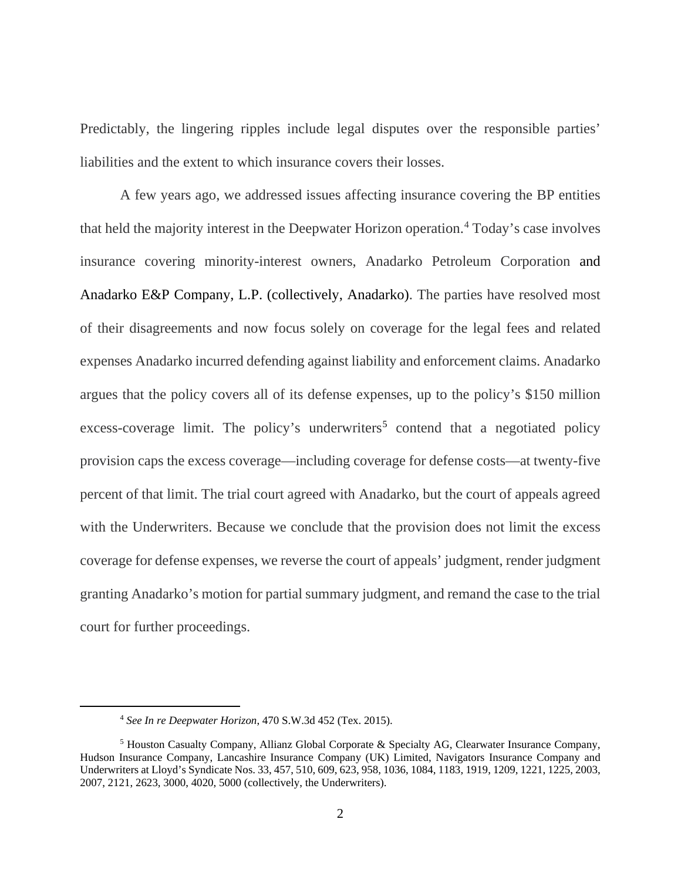Predictably, the lingering ripples include legal disputes over the responsible parties' liabilities and the extent to which insurance covers their losses.

A few years ago, we addressed issues affecting insurance covering the BP entities that held the majority interest in the Deepwater Horizon operation.[4] Today's case involves insurance covering minority-interest owners, Anadarko Petroleum Corporation and Anadarko E&P Company, L.P. (collectively, Anadarko). The parties have resolved most of their disagreements and now focus solely on coverage for the legal fees and related expenses Anadarko incurred defending against liability and enforcement claims. Anadarko argues that the policy covers all of its defense expenses, up to the policy's $150 million excess-coverage limit. The policy's underwriters[5] contend that a negotiated policy provision caps the excess coverage—including coverage for defense costs—at twenty-five percent of that limit. The trial court agreed with Anadarko, but the court of appeals agreed with the Underwriters. Because we conclude that the provision does not limit the excess coverage for defense expenses, we reverse the court of appeals' judgment, render judgment granting Anadarko's motion for partial summary judgment, and remand the case to the trial court for further proceedings.

---

[4] *See In re Deepwater Horizon*, 470 S.W.3d 452 (Tex. 2015).

[5] Houston Casualty Company, Allianz Global Corporate & Specialty AG, Clearwater Insurance Company, Hudson Insurance Company, Lancashire Insurance Company (UK) Limited, Navigators Insurance Company and Underwriters at Lloyd's Syndicate Nos. 33, 457, 510, 609, 623, 958, 1036, 1084, 1183, 1919, 1209, 1221, 1225, 2003, 2007, 2121, 2623, 3000, 4020, 5000 (collectively, the Underwriters).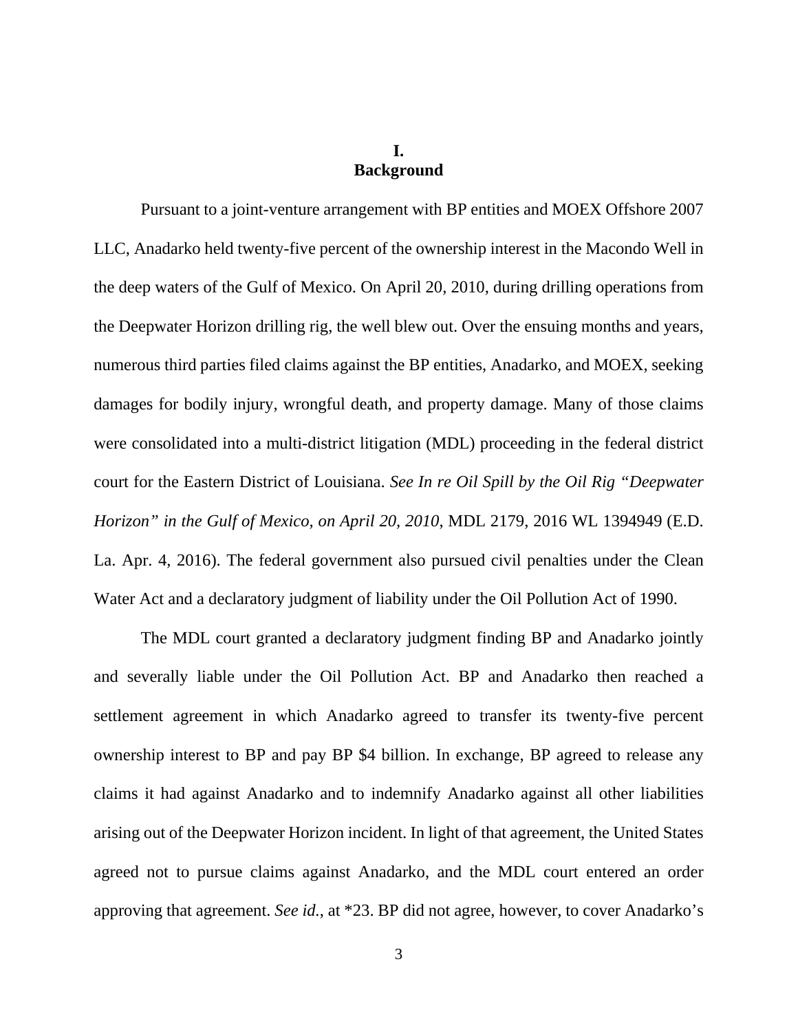## I.
## Background

Pursuant to a joint-venture arrangement with BP entities and MOEX Offshore 2007 LLC, Anadarko held twenty-five percent of the ownership interest in the Macondo Well in the deep waters of the Gulf of Mexico. On April 20, 2010, during drilling operations from the Deepwater Horizon drilling rig, the well blew out. Over the ensuing months and years, numerous third parties filed claims against the BP entities, Anadarko, and MOEX, seeking damages for bodily injury, wrongful death, and property damage. Many of those claims were consolidated into a multi-district litigation (MDL) proceeding in the federal district court for the Eastern District of Louisiana. *See In re Oil Spill by the Oil Rig "Deepwater Horizon" in the Gulf of Mexico, on April 20, 2010*, MDL 2179, 2016 WL 1394949 (E.D. La. Apr. 4, 2016). The federal government also pursued civil penalties under the Clean Water Act and a declaratory judgment of liability under the Oil Pollution Act of 1990.

The MDL court granted a declaratory judgment finding BP and Anadarko jointly and severally liable under the Oil Pollution Act. BP and Anadarko then reached a settlement agreement in which Anadarko agreed to transfer its twenty-five percent ownership interest to BP and pay BP $4 billion. In exchange, BP agreed to release any claims it had against Anadarko and to indemnify Anadarko against all other liabilities arising out of the Deepwater Horizon incident. In light of that agreement, the United States agreed not to pursue claims against Anadarko, and the MDL court entered an order approving that agreement. *See id.*, at *23. BP did not agree, however, to cover Anadarko's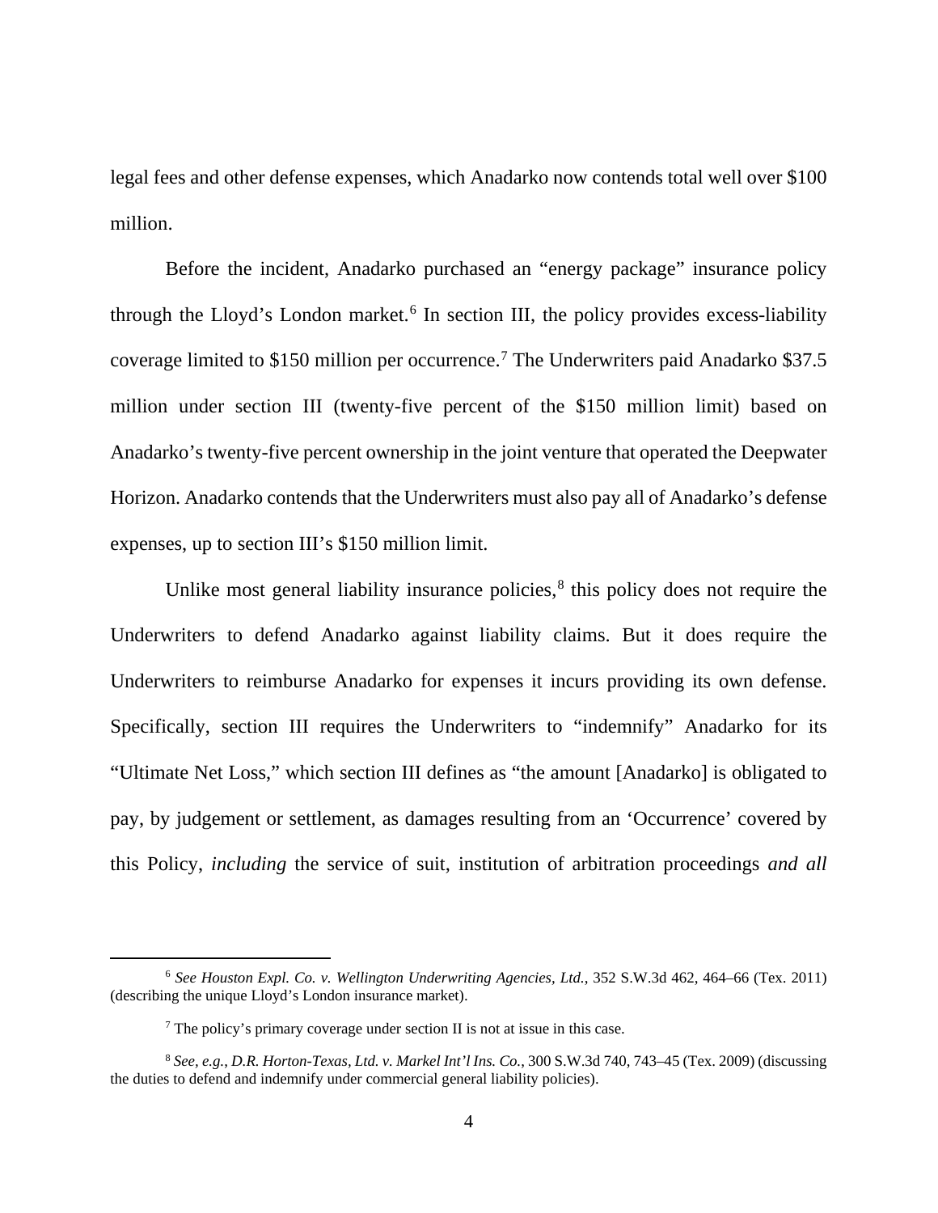legal fees and other defense expenses, which Anadarko now contends total well over $100 million.

Before the incident, Anadarko purchased an "energy package" insurance policy through the Lloyd's London market.[6] In section III, the policy provides excess-liability coverage limited to $150 million per occurrence.[7] The Underwriters paid Anadarko $37.5 million under section III (twenty-five percent of the $150 million limit) based on Anadarko's twenty-five percent ownership in the joint venture that operated the Deepwater Horizon. Anadarko contends that the Underwriters must also pay all of Anadarko's defense expenses, up to section III's $150 million limit.

Unlike most general liability insurance policies,[8] this policy does not require the Underwriters to defend Anadarko against liability claims. But it does require the Underwriters to reimburse Anadarko for expenses it incurs providing its own defense. Specifically, section III requires the Underwriters to "indemnify" Anadarko for its "Ultimate Net Loss," which section III defines as "the amount [Anadarko] is obligated to pay, by judgement or settlement, as damages resulting from an 'Occurrence' covered by this Policy, *including* the service of suit, institution of arbitration proceedings *and all*

---

[6] *See Houston Expl. Co. v. Wellington Underwriting Agencies, Ltd.*, 352 S.W.3d 462, 464–66 (Tex. 2011) (describing the unique Lloyd's London insurance market).

[7] The policy's primary coverage under section II is not at issue in this case.

[8] *See, e.g.*, *D.R. Horton-Texas, Ltd. v. Markel Int'l Ins. Co.*, 300 S.W.3d 740, 743–45 (Tex. 2009) (discussing the duties to defend and indemnify under commercial general liability policies).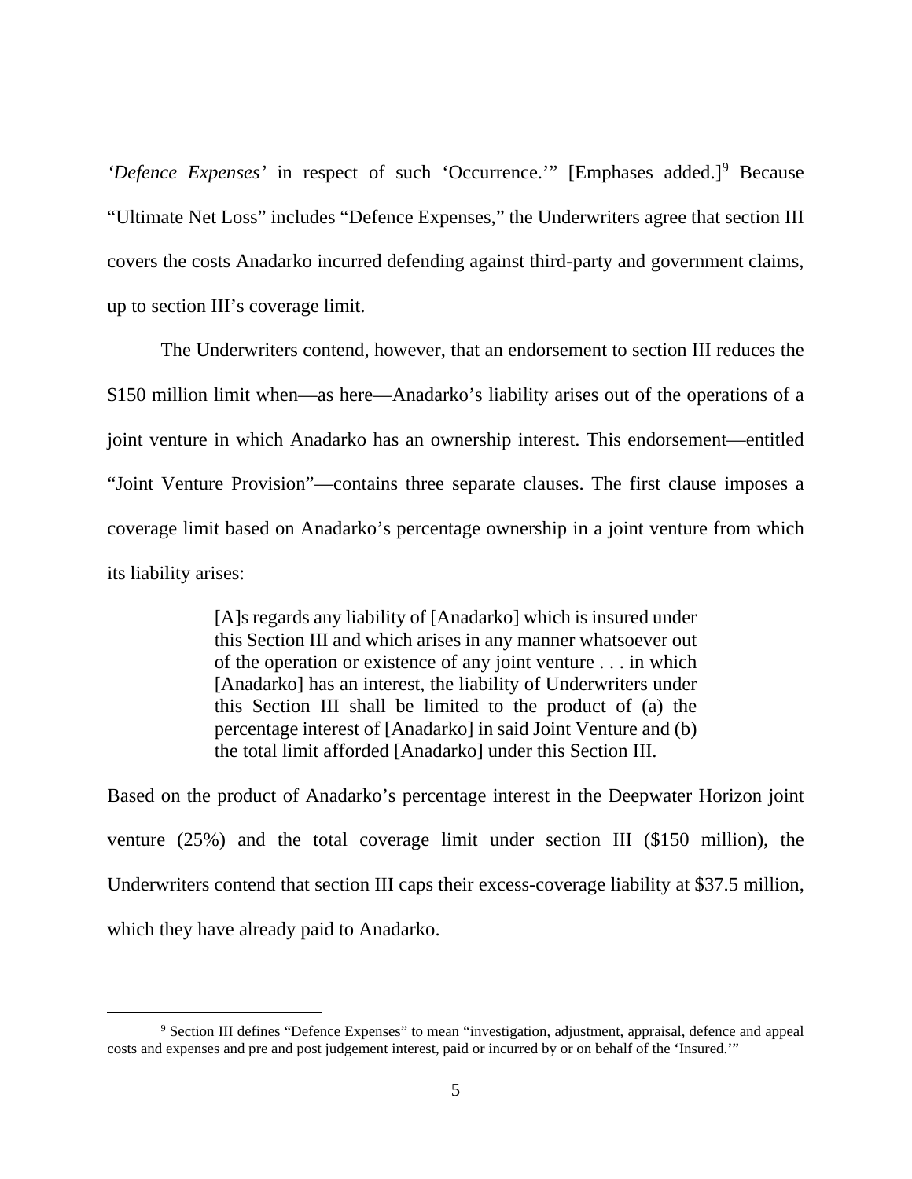*'Defence Expenses'* in respect of such 'Occurrence.'" [Emphases added.][9] Because "Ultimate Net Loss" includes "Defence Expenses," the Underwriters agree that section III covers the costs Anadarko incurred defending against third-party and government claims, up to section III's coverage limit.

The Underwriters contend, however, that an endorsement to section III reduces the $150 million limit when—as here—Anadarko's liability arises out of the operations of a joint venture in which Anadarko has an ownership interest. This endorsement—entitled "Joint Venture Provision"—contains three separate clauses. The first clause imposes a coverage limit based on Anadarko's percentage ownership in a joint venture from which its liability arises:

> [A]s regards any liability of [Anadarko] which is insured under this Section III and which arises in any manner whatsoever out of the operation or existence of any joint venture . . . in which [Anadarko] has an interest, the liability of Underwriters under this Section III shall be limited to the product of (a) the percentage interest of [Anadarko] in said Joint Venture and (b) the total limit afforded [Anadarko] under this Section III.

Based on the product of Anadarko's percentage interest in the Deepwater Horizon joint venture (25%) and the total coverage limit under section III ($150 million), the Underwriters contend that section III caps their excess-coverage liability at $37.5 million, which they have already paid to Anadarko.

---

[9] Section III defines "Defence Expenses" to mean "investigation, adjustment, appraisal, defence and appeal costs and expenses and pre and post judgement interest, paid or incurred by or on behalf of the 'Insured.'"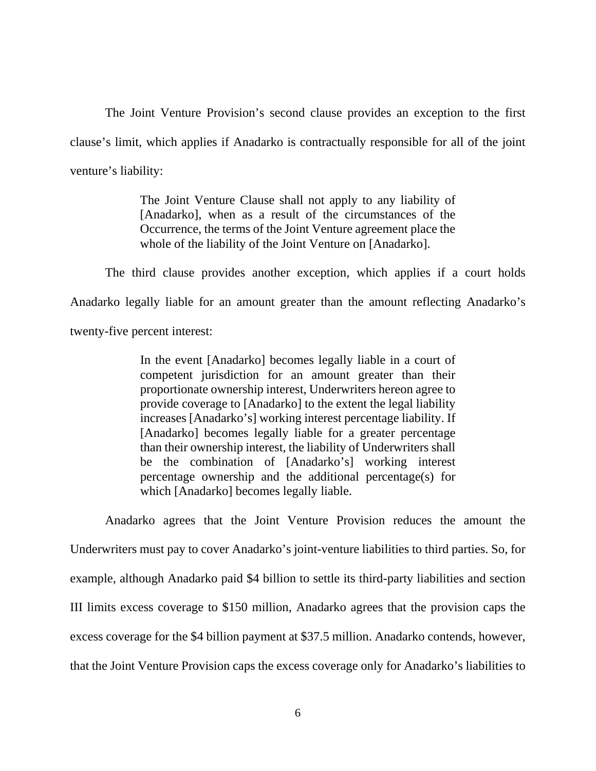The Joint Venture Provision's second clause provides an exception to the first clause's limit, which applies if Anadarko is contractually responsible for all of the joint venture's liability:

> The Joint Venture Clause shall not apply to any liability of [Anadarko], when as a result of the circumstances of the Occurrence, the terms of the Joint Venture agreement place the whole of the liability of the Joint Venture on [Anadarko].

The third clause provides another exception, which applies if a court holds Anadarko legally liable for an amount greater than the amount reflecting Anadarko's twenty-five percent interest:

> In the event [Anadarko] becomes legally liable in a court of competent jurisdiction for an amount greater than their proportionate ownership interest, Underwriters hereon agree to provide coverage to [Anadarko] to the extent the legal liability increases [Anadarko's] working interest percentage liability. If [Anadarko] becomes legally liable for a greater percentage than their ownership interest, the liability of Underwriters shall be the combination of [Anadarko's] working interest percentage ownership and the additional percentage(s) for which [Anadarko] becomes legally liable.

Anadarko agrees that the Joint Venture Provision reduces the amount the Underwriters must pay to cover Anadarko's joint-venture liabilities to third parties. So, for example, although Anadarko paid $4 billion to settle its third-party liabilities and section III limits excess coverage to $150 million, Anadarko agrees that the provision caps the excess coverage for the $4 billion payment at $37.5 million. Anadarko contends, however, that the Joint Venture Provision caps the excess coverage only for Anadarko's liabilities to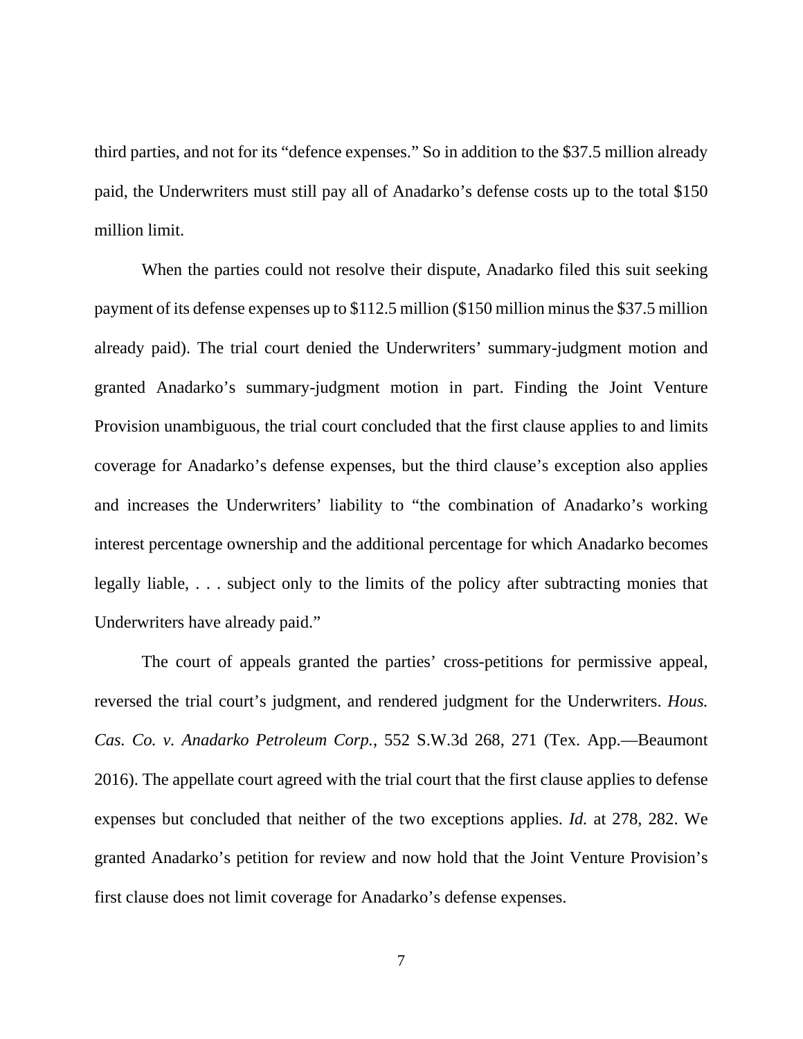third parties, and not for its "defence expenses." So in addition to the $37.5 million already paid, the Underwriters must still pay all of Anadarko's defense costs up to the total $150 million limit.

When the parties could not resolve their dispute, Anadarko filed this suit seeking payment of its defense expenses up to $112.5 million ($150 million minus the $37.5 million already paid). The trial court denied the Underwriters' summary-judgment motion and granted Anadarko's summary-judgment motion in part. Finding the Joint Venture Provision unambiguous, the trial court concluded that the first clause applies to and limits coverage for Anadarko's defense expenses, but the third clause's exception also applies and increases the Underwriters' liability to "the combination of Anadarko's working interest percentage ownership and the additional percentage for which Anadarko becomes legally liable, . . . subject only to the limits of the policy after subtracting monies that Underwriters have already paid."

The court of appeals granted the parties' cross-petitions for permissive appeal, reversed the trial court's judgment, and rendered judgment for the Underwriters. *Hous. Cas. Co. v. Anadarko Petroleum Corp.*, 552 S.W.3d 268, 271 (Tex. App.—Beaumont 2016). The appellate court agreed with the trial court that the first clause applies to defense expenses but concluded that neither of the two exceptions applies. *Id.* at 278, 282. We granted Anadarko's petition for review and now hold that the Joint Venture Provision's first clause does not limit coverage for Anadarko's defense expenses.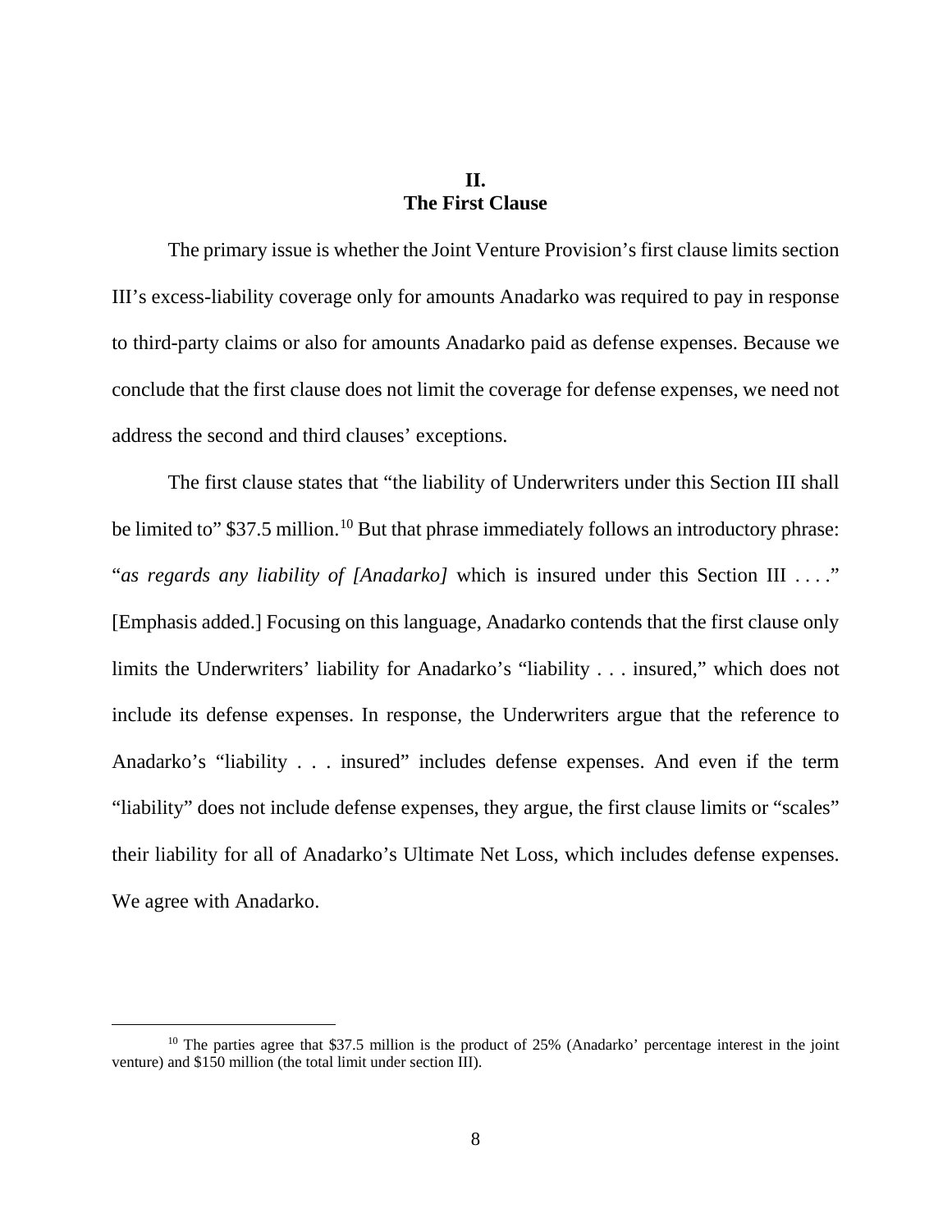## II.
## The First Clause

The primary issue is whether the Joint Venture Provision's first clause limits section III's excess-liability coverage only for amounts Anadarko was required to pay in response to third-party claims or also for amounts Anadarko paid as defense expenses. Because we conclude that the first clause does not limit the coverage for defense expenses, we need not address the second and third clauses' exceptions.

The first clause states that "the liability of Underwriters under this Section III shall be limited to" $37.5 million.[10] But that phrase immediately follows an introductory phrase: "*as regards any liability of [Anadarko]* which is insured under this Section III . . . ." [Emphasis added.] Focusing on this language, Anadarko contends that the first clause only limits the Underwriters' liability for Anadarko's "liability . . . insured," which does not include its defense expenses. In response, the Underwriters argue that the reference to Anadarko's "liability . . . insured" includes defense expenses. And even if the term "liability" does not include defense expenses, they argue, the first clause limits or "scales" their liability for all of Anadarko's Ultimate Net Loss, which includes defense expenses. We agree with Anadarko.

---

[10] The parties agree that $37.5 million is the product of 25% (Anadarko' percentage interest in the joint venture) and $150 million (the total limit under section III).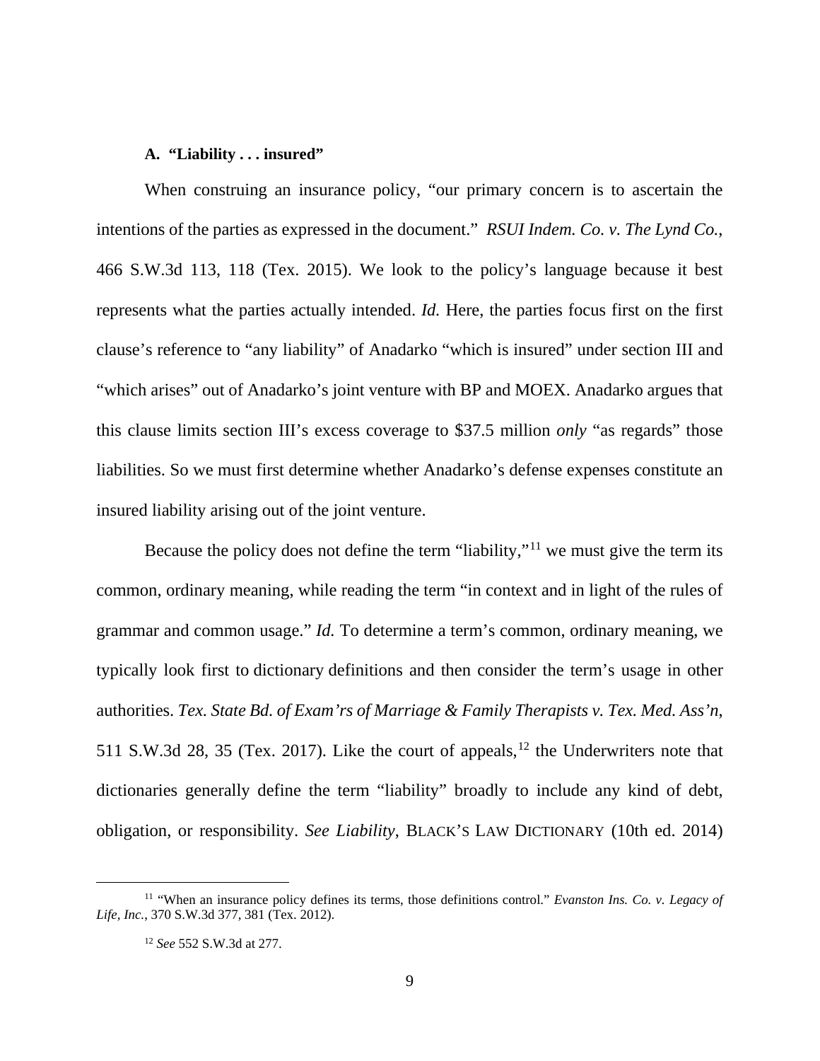### A. "Liability . . . insured"

When construing an insurance policy, "our primary concern is to ascertain the intentions of the parties as expressed in the document." *RSUI Indem. Co. v. The Lynd Co.*, 466 S.W.3d 113, 118 (Tex. 2015). We look to the policy's language because it best represents what the parties actually intended. *Id.* Here, the parties focus first on the first clause's reference to "any liability" of Anadarko "which is insured" under section III and "which arises" out of Anadarko's joint venture with BP and MOEX. Anadarko argues that this clause limits section III's excess coverage to $37.5 million *only* "as regards" those liabilities. So we must first determine whether Anadarko's defense expenses constitute an insured liability arising out of the joint venture.

Because the policy does not define the term "liability,"[11] we must give the term its common, ordinary meaning, while reading the term "in context and in light of the rules of grammar and common usage." *Id.* To determine a term's common, ordinary meaning, we typically look first to dictionary definitions and then consider the term's usage in other authorities. *Tex. State Bd. of Exam'rs of Marriage & Family Therapists v. Tex. Med. Ass'n*, 511 S.W.3d 28, 35 (Tex. 2017). Like the court of appeals,[12] the Underwriters note that dictionaries generally define the term "liability" broadly to include any kind of debt, obligation, or responsibility. *See Liability*, BLACK'S LAW DICTIONARY (10th ed. 2014)

---

[11] "When an insurance policy defines its terms, those definitions control." *Evanston Ins. Co. v. Legacy of Life, Inc.*, 370 S.W.3d 377, 381 (Tex. 2012).

[12] *See* 552 S.W.3d at 277.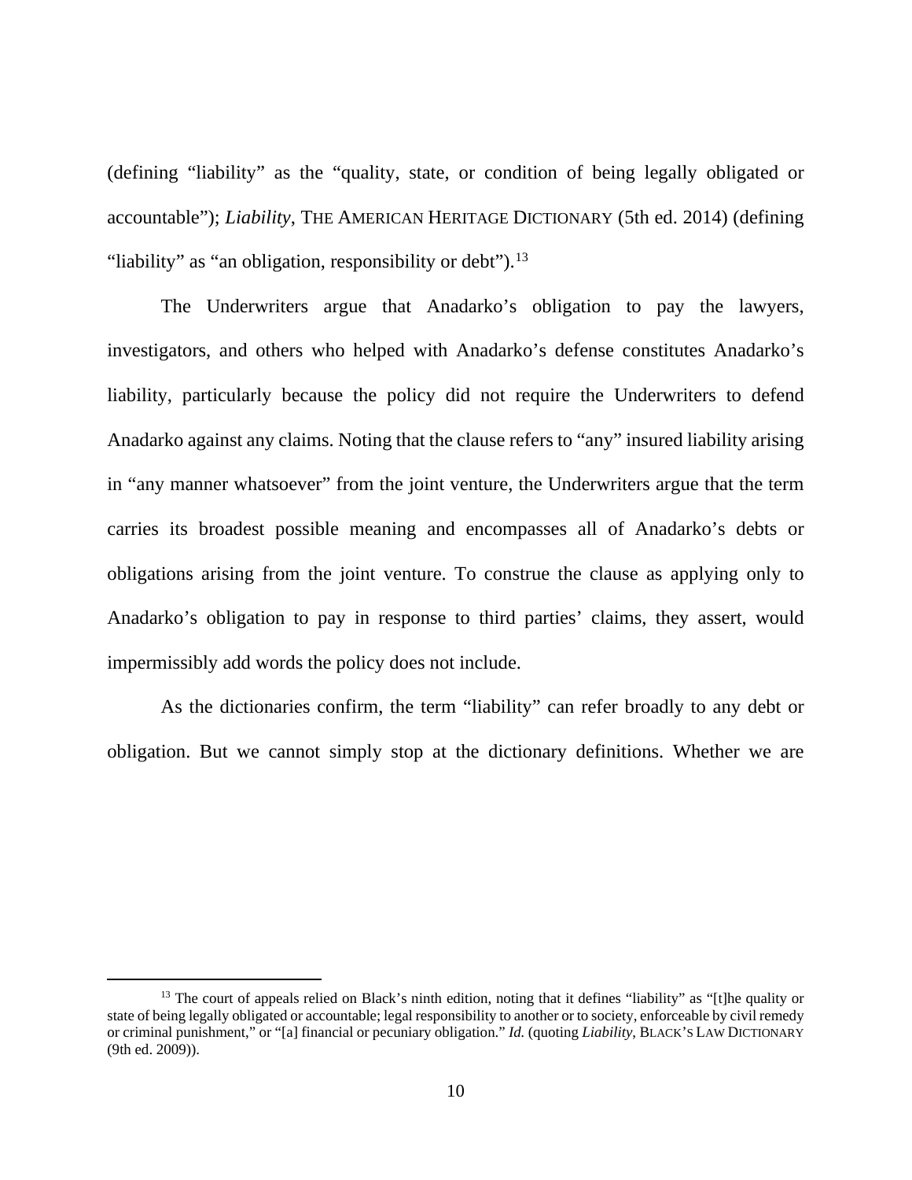(defining "liability" as the "quality, state, or condition of being legally obligated or accountable"); *Liability*, THE AMERICAN HERITAGE DICTIONARY (5th ed. 2014) (defining "liability" as "an obligation, responsibility or debt").[13]

The Underwriters argue that Anadarko's obligation to pay the lawyers, investigators, and others who helped with Anadarko's defense constitutes Anadarko's liability, particularly because the policy did not require the Underwriters to defend Anadarko against any claims. Noting that the clause refers to "any" insured liability arising in "any manner whatsoever" from the joint venture, the Underwriters argue that the term carries its broadest possible meaning and encompasses all of Anadarko's debts or obligations arising from the joint venture. To construe the clause as applying only to Anadarko's obligation to pay in response to third parties' claims, they assert, would impermissibly add words the policy does not include.

As the dictionaries confirm, the term "liability" can refer broadly to any debt or obligation. But we cannot simply stop at the dictionary definitions. Whether we are

---

[13] The court of appeals relied on Black's ninth edition, noting that it defines "liability" as "[t]he quality or state of being legally obligated or accountable; legal responsibility to another or to society, enforceable by civil remedy or criminal punishment," or "[a] financial or pecuniary obligation." *Id.* (quoting *Liability*, BLACK'S LAW DICTIONARY (9th ed. 2009)).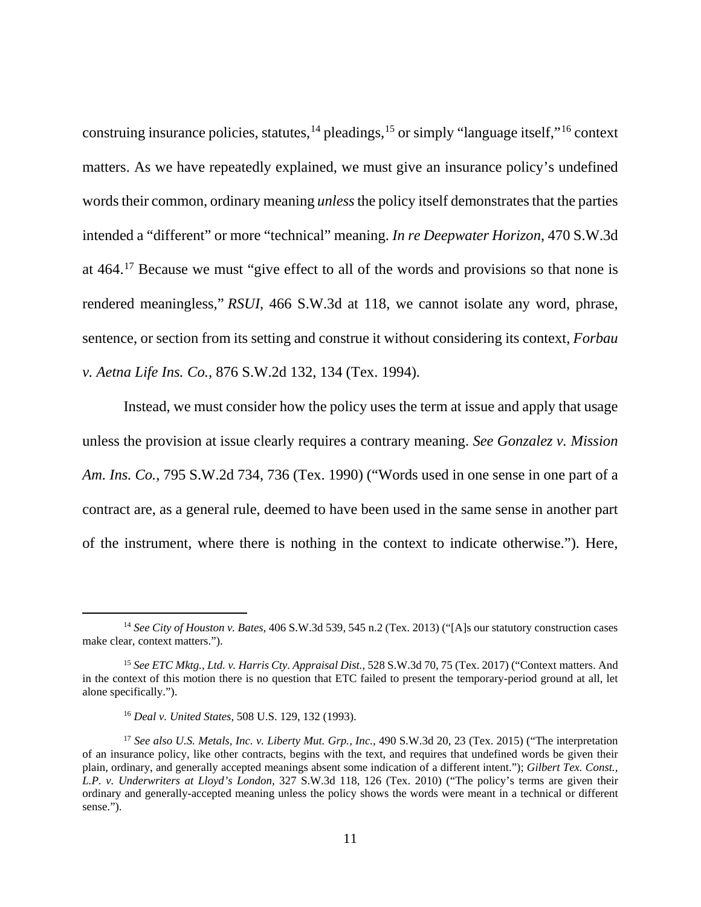construing insurance policies, statutes,[14] pleadings,[15] or simply "language itself,"[16] context matters. As we have repeatedly explained, we must give an insurance policy's undefined words their common, ordinary meaning *unless* the policy itself demonstrates that the parties intended a "different" or more "technical" meaning. *In re Deepwater Horizon*, 470 S.W.3d at 464.[17] Because we must "give effect to all of the words and provisions so that none is rendered meaningless," *RSUI*, 466 S.W.3d at 118, we cannot isolate any word, phrase, sentence, or section from its setting and construe it without considering its context, *Forbau v. Aetna Life Ins. Co.*, 876 S.W.2d 132, 134 (Tex. 1994).

Instead, we must consider how the policy uses the term at issue and apply that usage unless the provision at issue clearly requires a contrary meaning. *See Gonzalez v. Mission Am. Ins. Co.*, 795 S.W.2d 734, 736 (Tex. 1990) ("Words used in one sense in one part of a contract are, as a general rule, deemed to have been used in the same sense in another part of the instrument, where there is nothing in the context to indicate otherwise."). Here,

---

[14] *See City of Houston v. Bates*, 406 S.W.3d 539, 545 n.2 (Tex. 2013) ("[A]s our statutory construction cases make clear, context matters.").

[15] *See ETC Mktg., Ltd. v. Harris Cty. Appraisal Dist.*, 528 S.W.3d 70, 75 (Tex. 2017) ("Context matters. And in the context of this motion there is no question that ETC failed to present the temporary-period ground at all, let alone specifically.").

[16] *Deal v. United States*, 508 U.S. 129, 132 (1993).

[17] *See also U.S. Metals, Inc. v. Liberty Mut. Grp., Inc.*, 490 S.W.3d 20, 23 (Tex. 2015) ("The interpretation of an insurance policy, like other contracts, begins with the text, and requires that undefined words be given their plain, ordinary, and generally accepted meanings absent some indication of a different intent."); *Gilbert Tex. Const., L.P. v. Underwriters at Lloyd's London*, 327 S.W.3d 118, 126 (Tex. 2010) ("The policy's terms are given their ordinary and generally-accepted meaning unless the policy shows the words were meant in a technical or different sense.").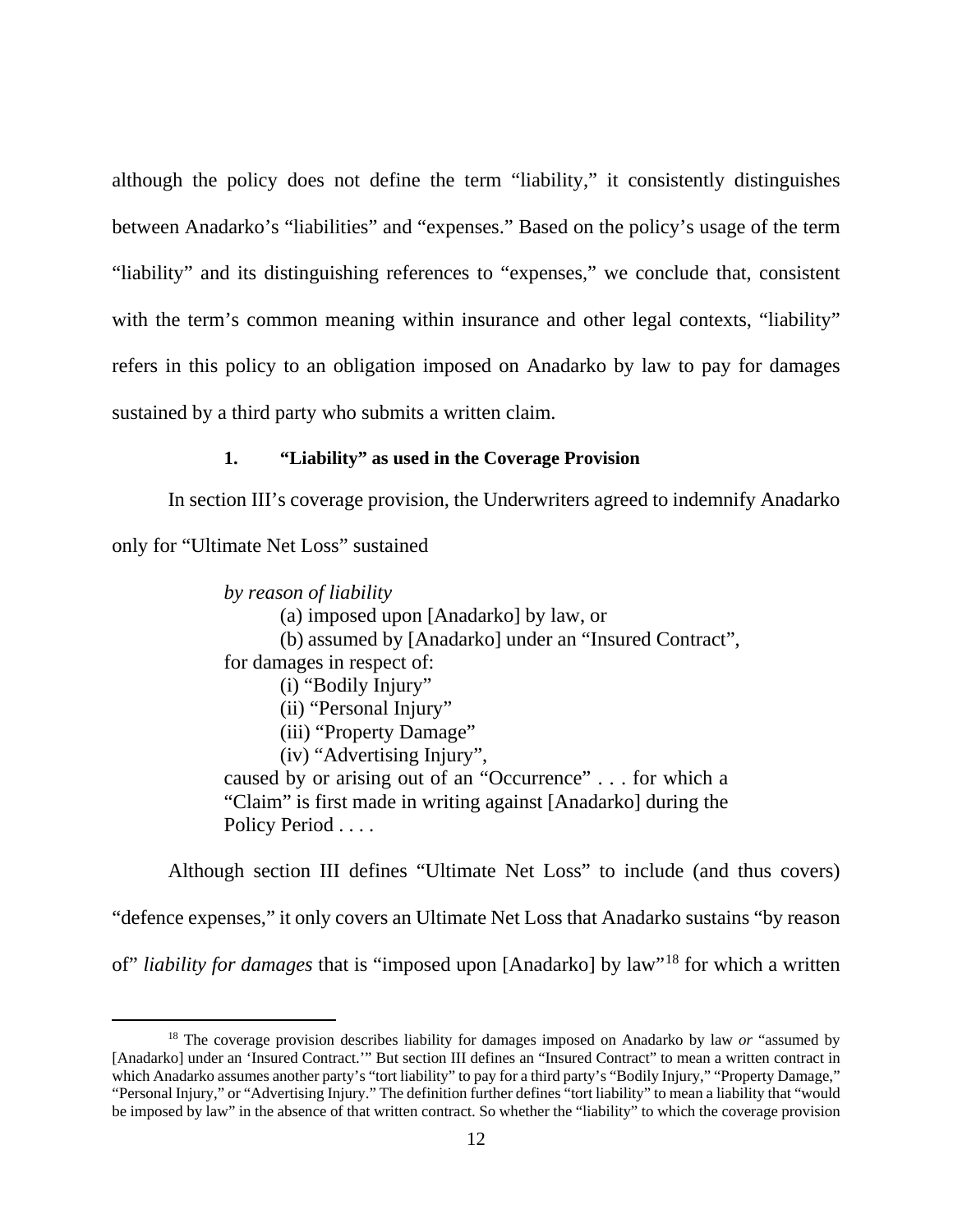although the policy does not define the term "liability," it consistently distinguishes between Anadarko's "liabilities" and "expenses." Based on the policy's usage of the term "liability" and its distinguishing references to "expenses," we conclude that, consistent with the term's common meaning within insurance and other legal contexts, "liability" refers in this policy to an obligation imposed on Anadarko by law to pay for damages sustained by a third party who submits a written claim.

### 1. "Liability" as used in the Coverage Provision

In section III's coverage provision, the Underwriters agreed to indemnify Anadarko only for "Ultimate Net Loss" sustained

> *by reason of liability*
> (a) imposed upon [Anadarko] by law, or
> (b) assumed by [Anadarko] under an "Insured Contract",
> for damages in respect of:
> (i) "Bodily Injury"
> (ii) "Personal Injury"
> (iii) "Property Damage"
> (iv) "Advertising Injury",
> caused by or arising out of an "Occurrence" . . . for which a "Claim" is first made in writing against [Anadarko] during the Policy Period . . . .

Although section III defines "Ultimate Net Loss" to include (and thus covers) "defence expenses," it only covers an Ultimate Net Loss that Anadarko sustains "by reason of" *liability for damages* that is "imposed upon [Anadarko] by law"[18] for which a written

[18] The coverage provision describes liability for damages imposed on Anadarko by law *or* "assumed by [Anadarko] under an 'Insured Contract.'" But section III defines an "Insured Contract" to mean a written contract in which Anadarko assumes another party's "tort liability" to pay for a third party's "Bodily Injury," "Property Damage," "Personal Injury," or "Advertising Injury." The definition further defines "tort liability" to mean a liability that "would be imposed by law" in the absence of that written contract. So whether the "liability" to which the coverage provision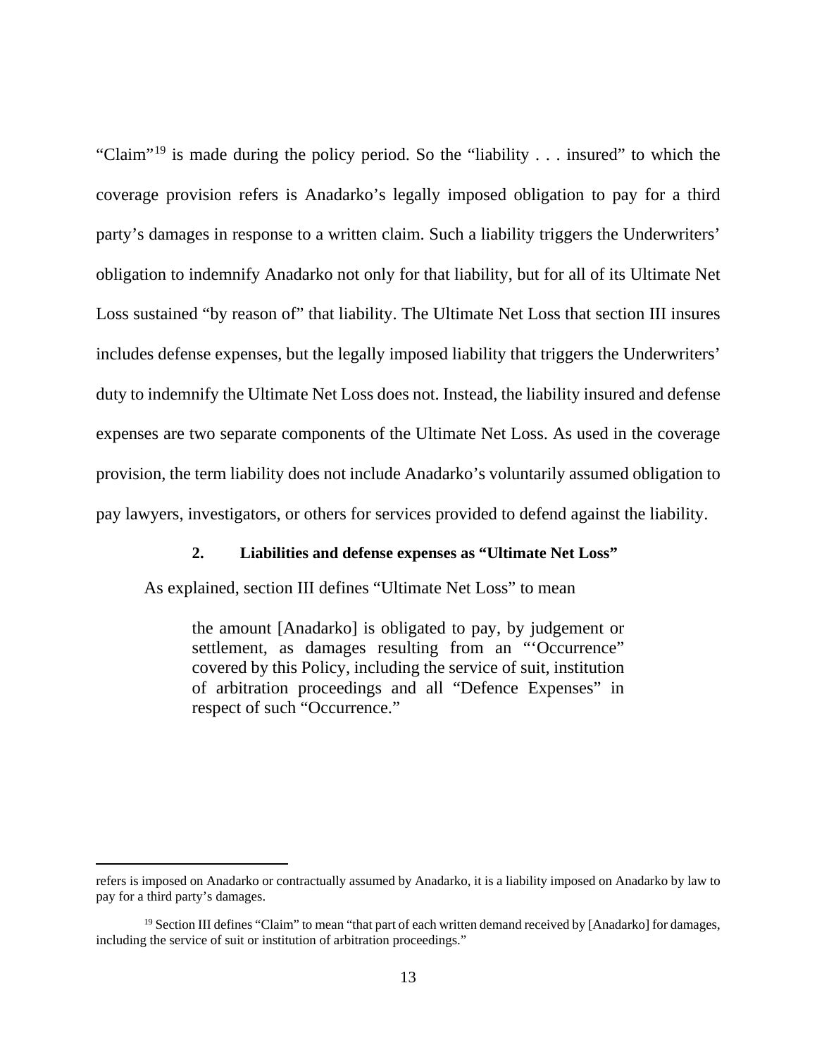"Claim"[19] is made during the policy period. So the "liability . . . insured" to which the coverage provision refers is Anadarko's legally imposed obligation to pay for a third party's damages in response to a written claim. Such a liability triggers the Underwriters' obligation to indemnify Anadarko not only for that liability, but for all of its Ultimate Net Loss sustained "by reason of" that liability. The Ultimate Net Loss that section III insures includes defense expenses, but the legally imposed liability that triggers the Underwriters' duty to indemnify the Ultimate Net Loss does not. Instead, the liability insured and defense expenses are two separate components of the Ultimate Net Loss. As used in the coverage provision, the term liability does not include Anadarko's voluntarily assumed obligation to pay lawyers, investigators, or others for services provided to defend against the liability.

### 2. Liabilities and defense expenses as "Ultimate Net Loss"

As explained, section III defines "Ultimate Net Loss" to mean

> the amount [Anadarko] is obligated to pay, by judgement or settlement, as damages resulting from an "'Occurrence" covered by this Policy, including the service of suit, institution of arbitration proceedings and all "Defence Expenses" in respect of such "Occurrence."

---

refers is imposed on Anadarko or contractually assumed by Anadarko, it is a liability imposed on Anadarko by law to pay for a third party's damages.

[19] Section III defines "Claim" to mean "that part of each written demand received by [Anadarko] for damages, including the service of suit or institution of arbitration proceedings."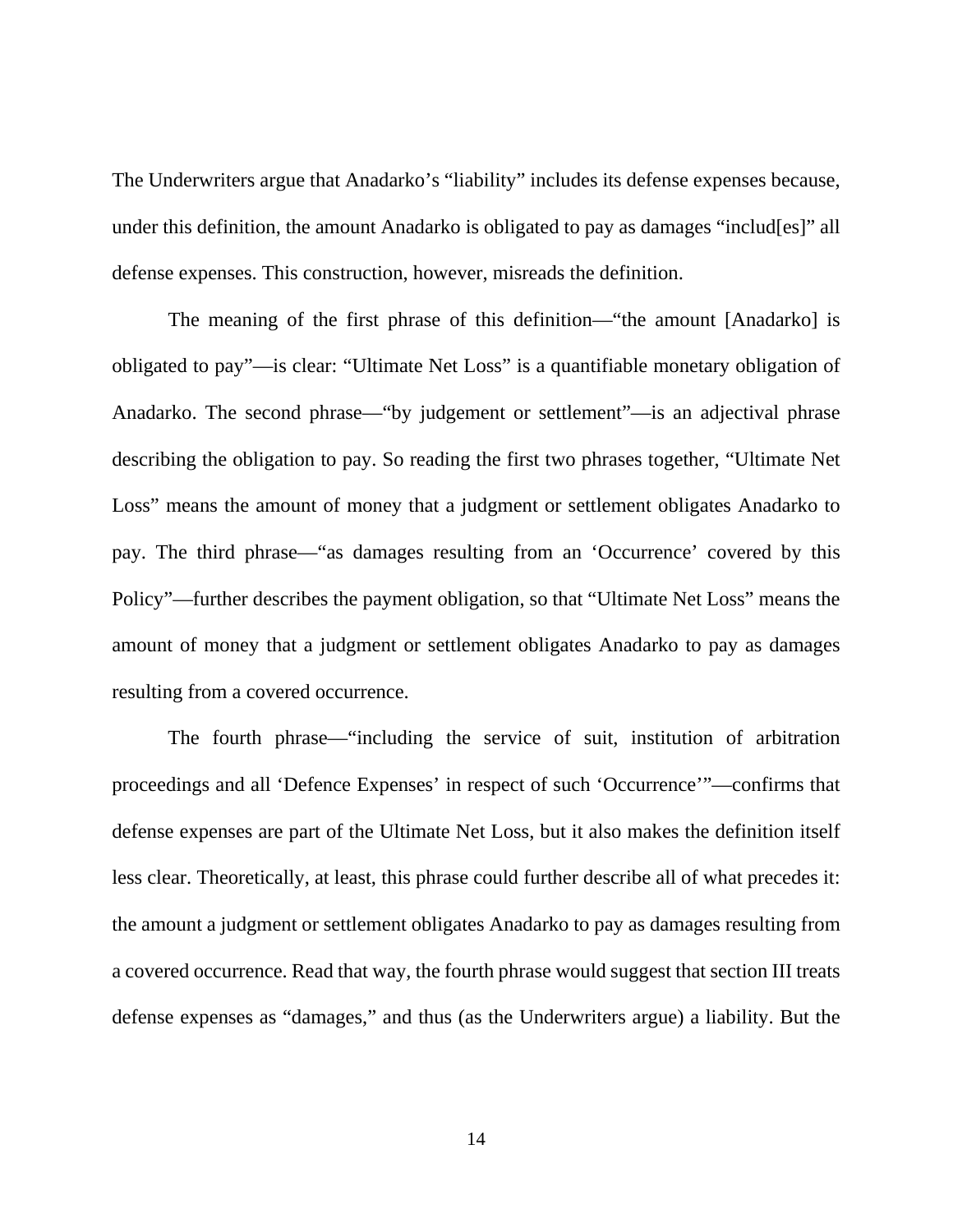The Underwriters argue that Anadarko's "liability" includes its defense expenses because, under this definition, the amount Anadarko is obligated to pay as damages "includ[es]" all defense expenses. This construction, however, misreads the definition.

The meaning of the first phrase of this definition—"the amount [Anadarko] is obligated to pay"—is clear: "Ultimate Net Loss" is a quantifiable monetary obligation of Anadarko. The second phrase—"by judgement or settlement"—is an adjectival phrase describing the obligation to pay. So reading the first two phrases together, "Ultimate Net Loss" means the amount of money that a judgment or settlement obligates Anadarko to pay. The third phrase—"as damages resulting from an 'Occurrence' covered by this Policy"—further describes the payment obligation, so that "Ultimate Net Loss" means the amount of money that a judgment or settlement obligates Anadarko to pay as damages resulting from a covered occurrence.

The fourth phrase—"including the service of suit, institution of arbitration proceedings and all 'Defence Expenses' in respect of such 'Occurrence'"—confirms that defense expenses are part of the Ultimate Net Loss, but it also makes the definition itself less clear. Theoretically, at least, this phrase could further describe all of what precedes it: the amount a judgment or settlement obligates Anadarko to pay as damages resulting from a covered occurrence. Read that way, the fourth phrase would suggest that section III treats defense expenses as "damages," and thus (as the Underwriters argue) a liability. But the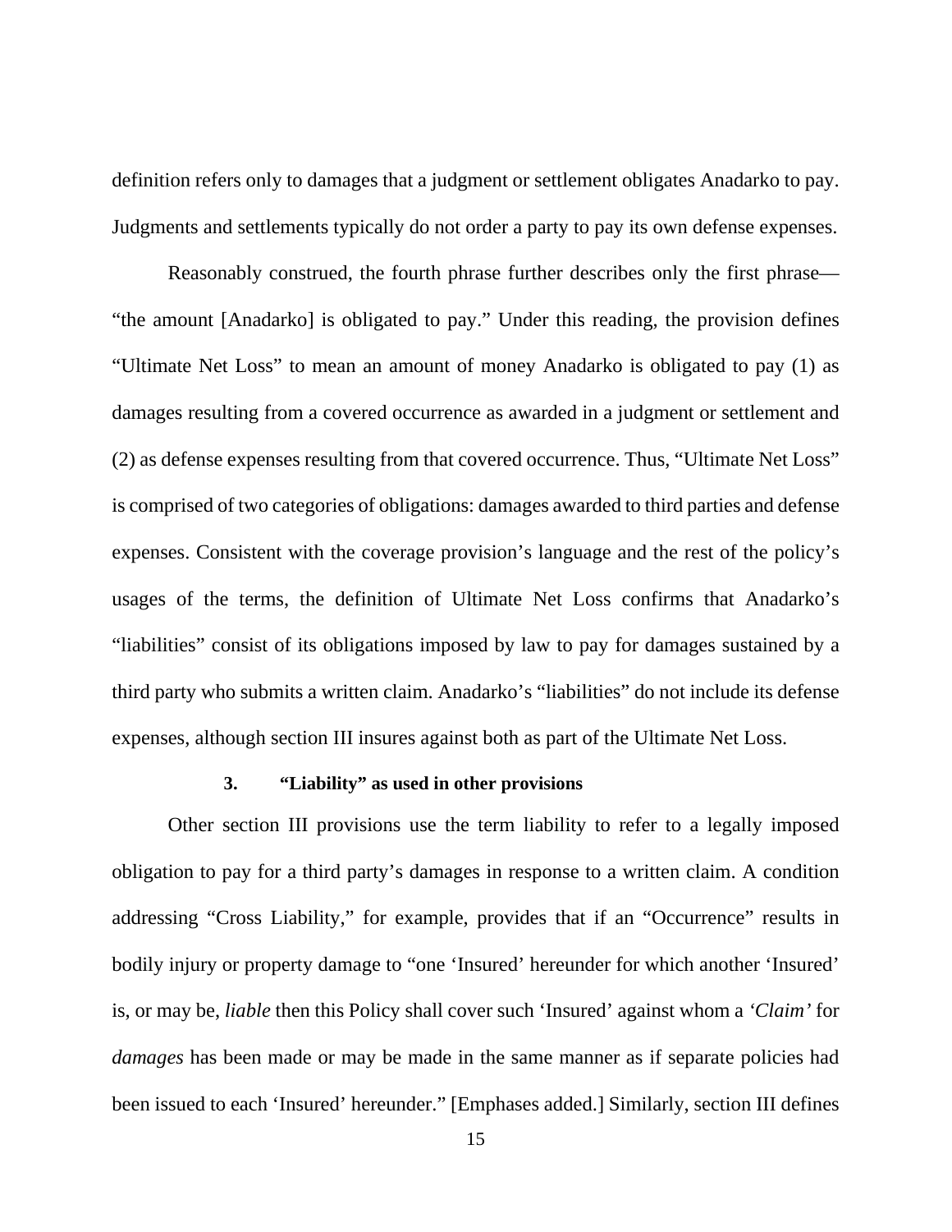definition refers only to damages that a judgment or settlement obligates Anadarko to pay. Judgments and settlements typically do not order a party to pay its own defense expenses.

Reasonably construed, the fourth phrase further describes only the first phrase—"the amount [Anadarko] is obligated to pay." Under this reading, the provision defines "Ultimate Net Loss" to mean an amount of money Anadarko is obligated to pay (1) as damages resulting from a covered occurrence as awarded in a judgment or settlement and (2) as defense expenses resulting from that covered occurrence. Thus, "Ultimate Net Loss" is comprised of two categories of obligations: damages awarded to third parties and defense expenses. Consistent with the coverage provision's language and the rest of the policy's usages of the terms, the definition of Ultimate Net Loss confirms that Anadarko's "liabilities" consist of its obligations imposed by law to pay for damages sustained by a third party who submits a written claim. Anadarko's "liabilities" do not include its defense expenses, although section III insures against both as part of the Ultimate Net Loss.

### 3. "Liability" as used in other provisions

Other section III provisions use the term liability to refer to a legally imposed obligation to pay for a third party's damages in response to a written claim. A condition addressing "Cross Liability," for example, provides that if an "Occurrence" results in bodily injury or property damage to "one 'Insured' hereunder for which another 'Insured' is, or may be, *liable* then this Policy shall cover such 'Insured' against whom a *'Claim'* for *damages* has been made or may be made in the same manner as if separate policies had been issued to each 'Insured' hereunder." [Emphases added.] Similarly, section III defines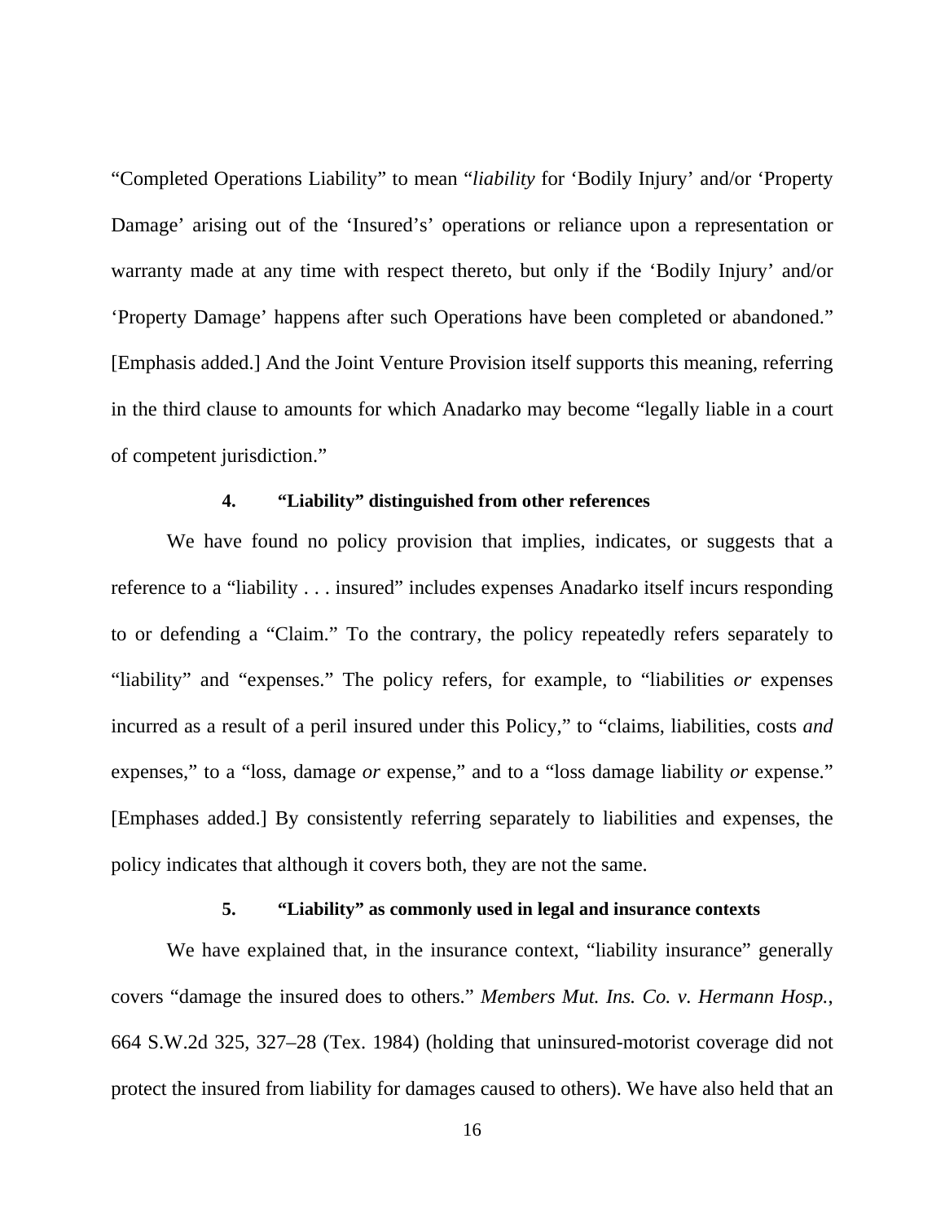"Completed Operations Liability" to mean "*liability* for 'Bodily Injury' and/or 'Property Damage' arising out of the 'Insured's' operations or reliance upon a representation or warranty made at any time with respect thereto, but only if the 'Bodily Injury' and/or 'Property Damage' happens after such Operations have been completed or abandoned." [Emphasis added.] And the Joint Venture Provision itself supports this meaning, referring in the third clause to amounts for which Anadarko may become "legally liable in a court of competent jurisdiction."

#### 4. "Liability" distinguished from other references

We have found no policy provision that implies, indicates, or suggests that a reference to a "liability . . . insured" includes expenses Anadarko itself incurs responding to or defending a "Claim." To the contrary, the policy repeatedly refers separately to "liability" and "expenses." The policy refers, for example, to "liabilities *or* expenses incurred as a result of a peril insured under this Policy," to "claims, liabilities, costs *and* expenses," to a "loss, damage *or* expense," and to a "loss damage liability *or* expense." [Emphases added.] By consistently referring separately to liabilities and expenses, the policy indicates that although it covers both, they are not the same.

#### 5. "Liability" as commonly used in legal and insurance contexts

We have explained that, in the insurance context, "liability insurance" generally covers "damage the insured does to others." *Members Mut. Ins. Co. v. Hermann Hosp.*, 664 S.W.2d 325, 327–28 (Tex. 1984) (holding that uninsured-motorist coverage did not protect the insured from liability for damages caused to others). We have also held that an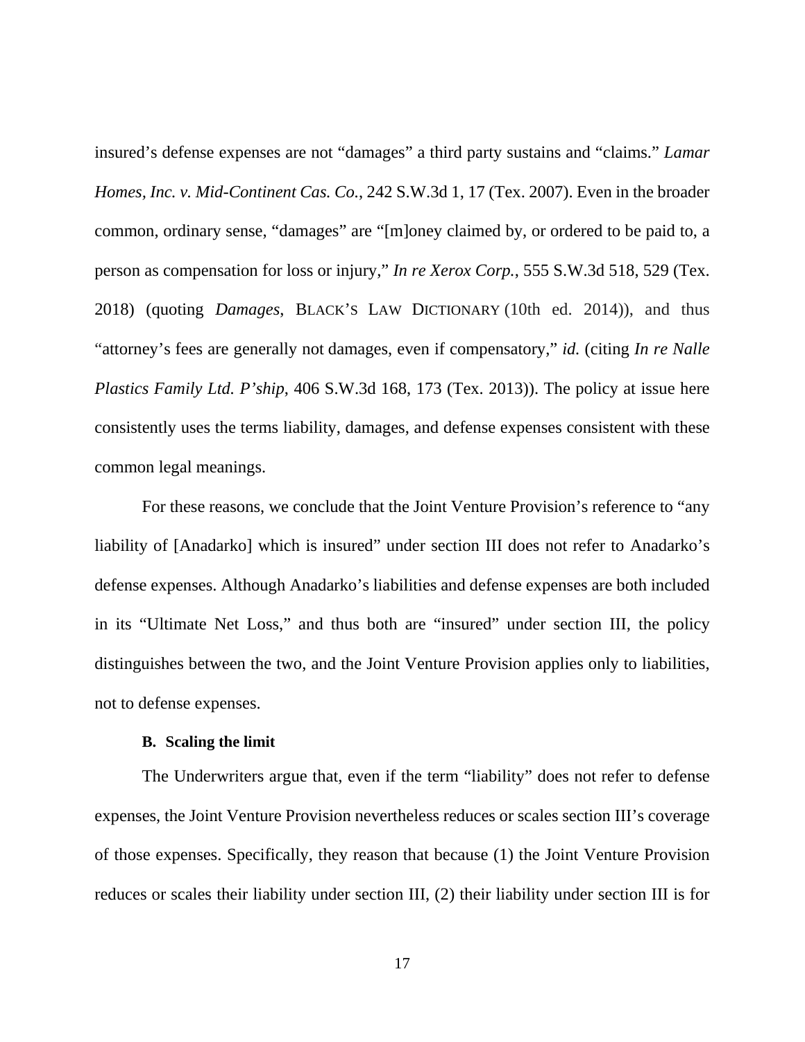insured's defense expenses are not "damages" a third party sustains and "claims." *Lamar Homes, Inc. v. Mid-Continent Cas. Co.*, 242 S.W.3d 1, 17 (Tex. 2007). Even in the broader common, ordinary sense, "damages" are "[m]oney claimed by, or ordered to be paid to, a person as compensation for loss or injury," *In re Xerox Corp.*, 555 S.W.3d 518, 529 (Tex. 2018) (quoting *Damages*, BLACK'S LAW DICTIONARY (10th ed. 2014)), and thus "attorney's fees are generally not damages, even if compensatory," *id.* (citing *In re Nalle Plastics Family Ltd. P'ship*, 406 S.W.3d 168, 173 (Tex. 2013)). The policy at issue here consistently uses the terms liability, damages, and defense expenses consistent with these common legal meanings.

For these reasons, we conclude that the Joint Venture Provision's reference to "any liability of [Anadarko] which is insured" under section III does not refer to Anadarko's defense expenses. Although Anadarko's liabilities and defense expenses are both included in its "Ultimate Net Loss," and thus both are "insured" under section III, the policy distinguishes between the two, and the Joint Venture Provision applies only to liabilities, not to defense expenses.

### B. Scaling the limit

The Underwriters argue that, even if the term "liability" does not refer to defense expenses, the Joint Venture Provision nevertheless reduces or scales section III's coverage of those expenses. Specifically, they reason that because (1) the Joint Venture Provision reduces or scales their liability under section III, (2) their liability under section III is for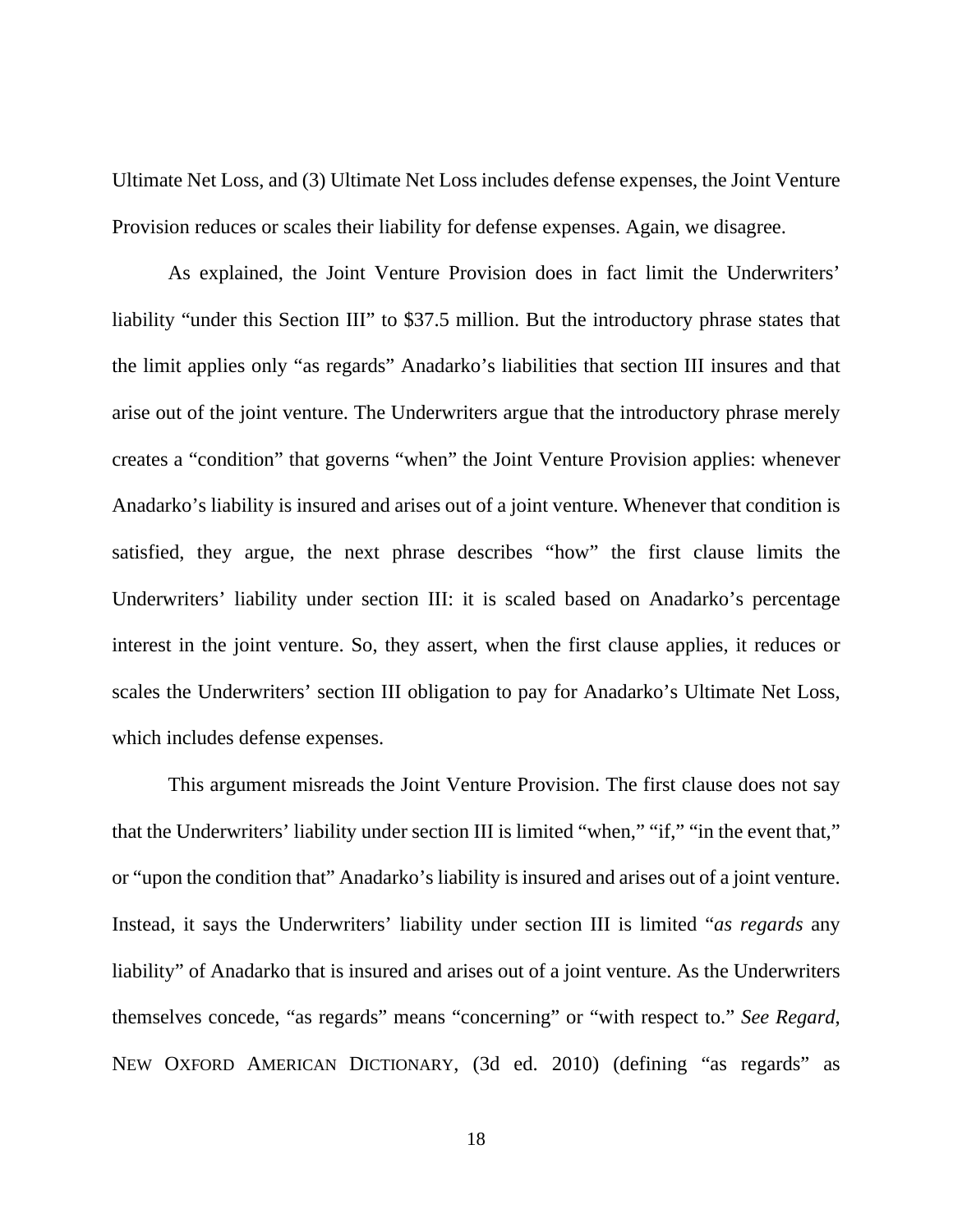Ultimate Net Loss, and (3) Ultimate Net Loss includes defense expenses, the Joint Venture Provision reduces or scales their liability for defense expenses. Again, we disagree.

As explained, the Joint Venture Provision does in fact limit the Underwriters' liability "under this Section III" to $37.5 million. But the introductory phrase states that the limit applies only "as regards" Anadarko's liabilities that section III insures and that arise out of the joint venture. The Underwriters argue that the introductory phrase merely creates a "condition" that governs "when" the Joint Venture Provision applies: whenever Anadarko's liability is insured and arises out of a joint venture. Whenever that condition is satisfied, they argue, the next phrase describes "how" the first clause limits the Underwriters' liability under section III: it is scaled based on Anadarko's percentage interest in the joint venture. So, they assert, when the first clause applies, it reduces or scales the Underwriters' section III obligation to pay for Anadarko's Ultimate Net Loss, which includes defense expenses.

This argument misreads the Joint Venture Provision. The first clause does not say that the Underwriters' liability under section III is limited "when," "if," "in the event that," or "upon the condition that" Anadarko's liability is insured and arises out of a joint venture. Instead, it says the Underwriters' liability under section III is limited "*as regards* any liability" of Anadarko that is insured and arises out of a joint venture. As the Underwriters themselves concede, "as regards" means "concerning" or "with respect to." *See Regard*, NEW OXFORD AMERICAN DICTIONARY, (3d ed. 2010) (defining "as regards" as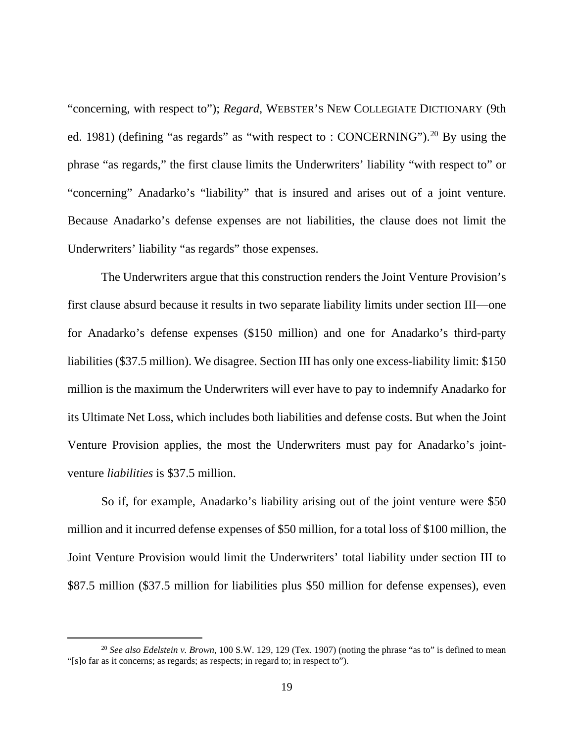"concerning, with respect to"); *Regard*, WEBSTER'S NEW COLLEGIATE DICTIONARY (9th ed. 1981) (defining "as regards" as "with respect to : CONCERNING").[20] By using the phrase "as regards," the first clause limits the Underwriters' liability "with respect to" or "concerning" Anadarko's "liability" that is insured and arises out of a joint venture. Because Anadarko's defense expenses are not liabilities, the clause does not limit the Underwriters' liability "as regards" those expenses.

The Underwriters argue that this construction renders the Joint Venture Provision's first clause absurd because it results in two separate liability limits under section III—one for Anadarko's defense expenses ($150 million) and one for Anadarko's third-party liabilities ($37.5 million). We disagree. Section III has only one excess-liability limit: $150 million is the maximum the Underwriters will ever have to pay to indemnify Anadarko for its Ultimate Net Loss, which includes both liabilities and defense costs. But when the Joint Venture Provision applies, the most the Underwriters must pay for Anadarko's joint-venture *liabilities* is $37.5 million.

So if, for example, Anadarko's liability arising out of the joint venture were $50 million and it incurred defense expenses of $50 million, for a total loss of $100 million, the Joint Venture Provision would limit the Underwriters' total liability under section III to $87.5 million ($37.5 million for liabilities plus $50 million for defense expenses), even

---

[20] *See also Edelstein v. Brown*, 100 S.W. 129, 129 (Tex. 1907) (noting the phrase "as to" is defined to mean "[s]o far as it concerns; as regards; as respects; in regard to; in respect to").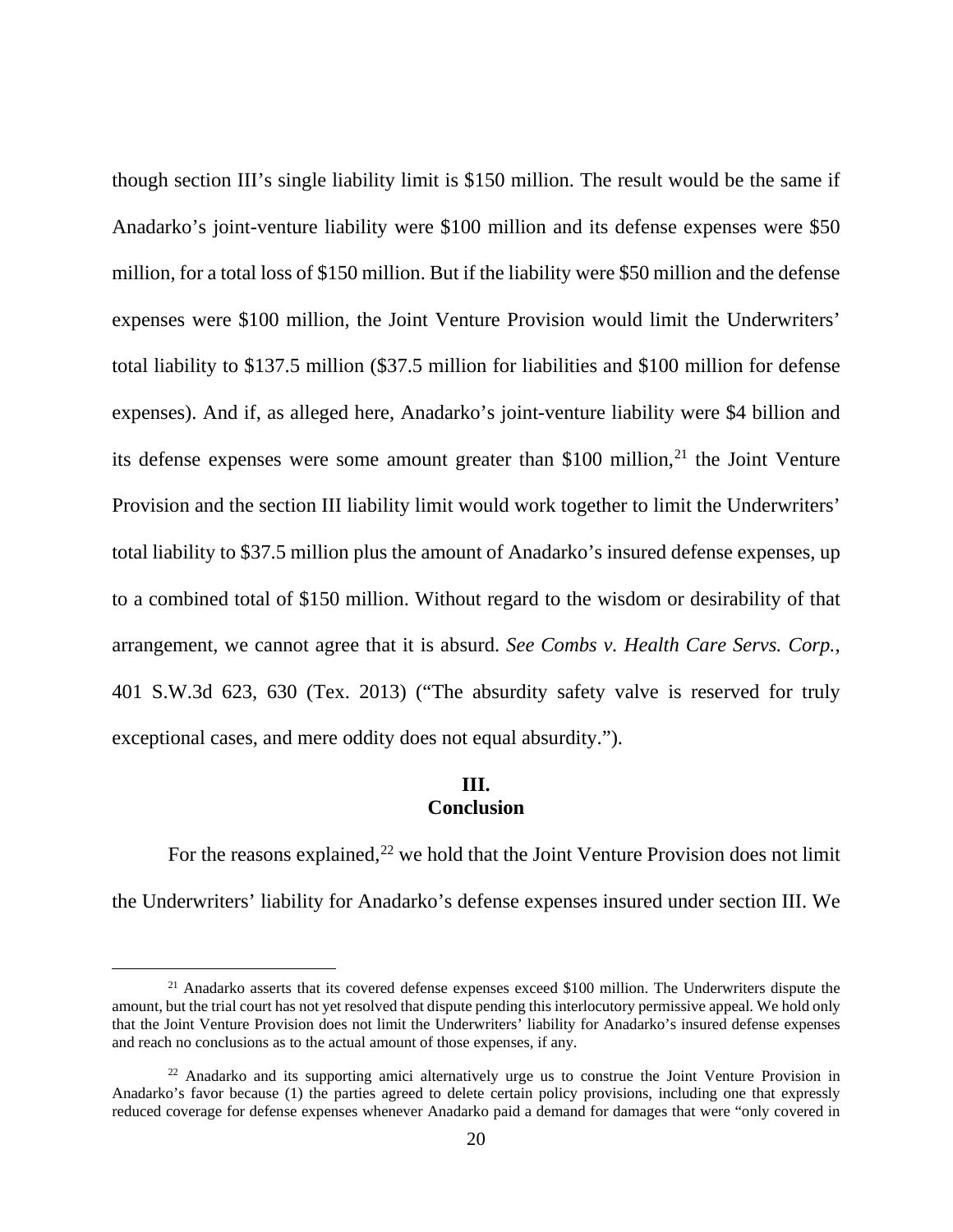though section III's single liability limit is $150 million. The result would be the same if Anadarko's joint-venture liability were $100 million and its defense expenses were $50 million, for a total loss of $150 million. But if the liability were $50 million and the defense expenses were $100 million, the Joint Venture Provision would limit the Underwriters' total liability to $137.5 million ($37.5 million for liabilities and $100 million for defense expenses). And if, as alleged here, Anadarko's joint-venture liability were $4 billion and its defense expenses were some amount greater than $100 million,[21] the Joint Venture Provision and the section III liability limit would work together to limit the Underwriters' total liability to $37.5 million plus the amount of Anadarko's insured defense expenses, up to a combined total of $150 million. Without regard to the wisdom or desirability of that arrangement, we cannot agree that it is absurd. *See Combs v. Health Care Servs. Corp.*, 401 S.W.3d 623, 630 (Tex. 2013) ("The absurdity safety valve is reserved for truly exceptional cases, and mere oddity does not equal absurdity.").

## III. Conclusion

For the reasons explained,[22] we hold that the Joint Venture Provision does not limit the Underwriters' liability for Anadarko's defense expenses insured under section III. We

---

[21] Anadarko asserts that its covered defense expenses exceed $100 million. The Underwriters dispute the amount, but the trial court has not yet resolved that dispute pending this interlocutory permissive appeal. We hold only that the Joint Venture Provision does not limit the Underwriters' liability for Anadarko's insured defense expenses and reach no conclusions as to the actual amount of those expenses, if any.

[22] Anadarko and its supporting amici alternatively urge us to construe the Joint Venture Provision in Anadarko's favor because (1) the parties agreed to delete certain policy provisions, including one that expressly reduced coverage for defense expenses whenever Anadarko paid a demand for damages that were "only covered in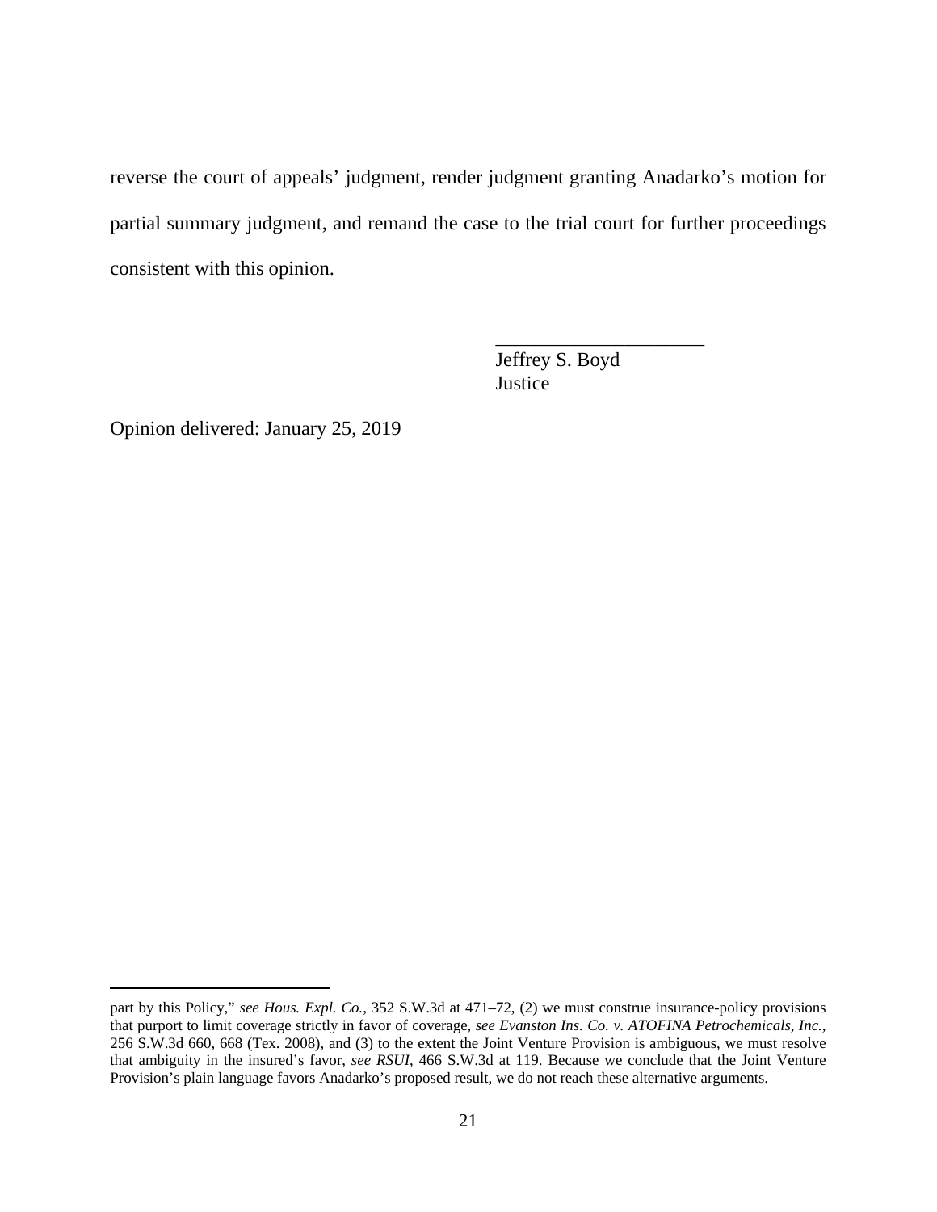reverse the court of appeals' judgment, render judgment granting Anadarko's motion for partial summary judgment, and remand the case to the trial court for further proceedings consistent with this opinion.

\_\_\_\_\_\_\_\_\_\_\_\_\_\_\_\_\_\_\_\_\_\_
Jeffrey S. Boyd
Justice

Opinion delivered: January 25, 2019

---

part by this Policy," *see Hous. Expl. Co.*, 352 S.W.3d at 471–72, (2) we must construe insurance-policy provisions that purport to limit coverage strictly in favor of coverage, *see Evanston Ins. Co. v. ATOFINA Petrochemicals, Inc.*, 256 S.W.3d 660, 668 (Tex. 2008), and (3) to the extent the Joint Venture Provision is ambiguous, we must resolve that ambiguity in the insured's favor, *see RSUI*, 466 S.W.3d at 119. Because we conclude that the Joint Venture Provision's plain language favors Anadarko's proposed result, we do not reach these alternative arguments.